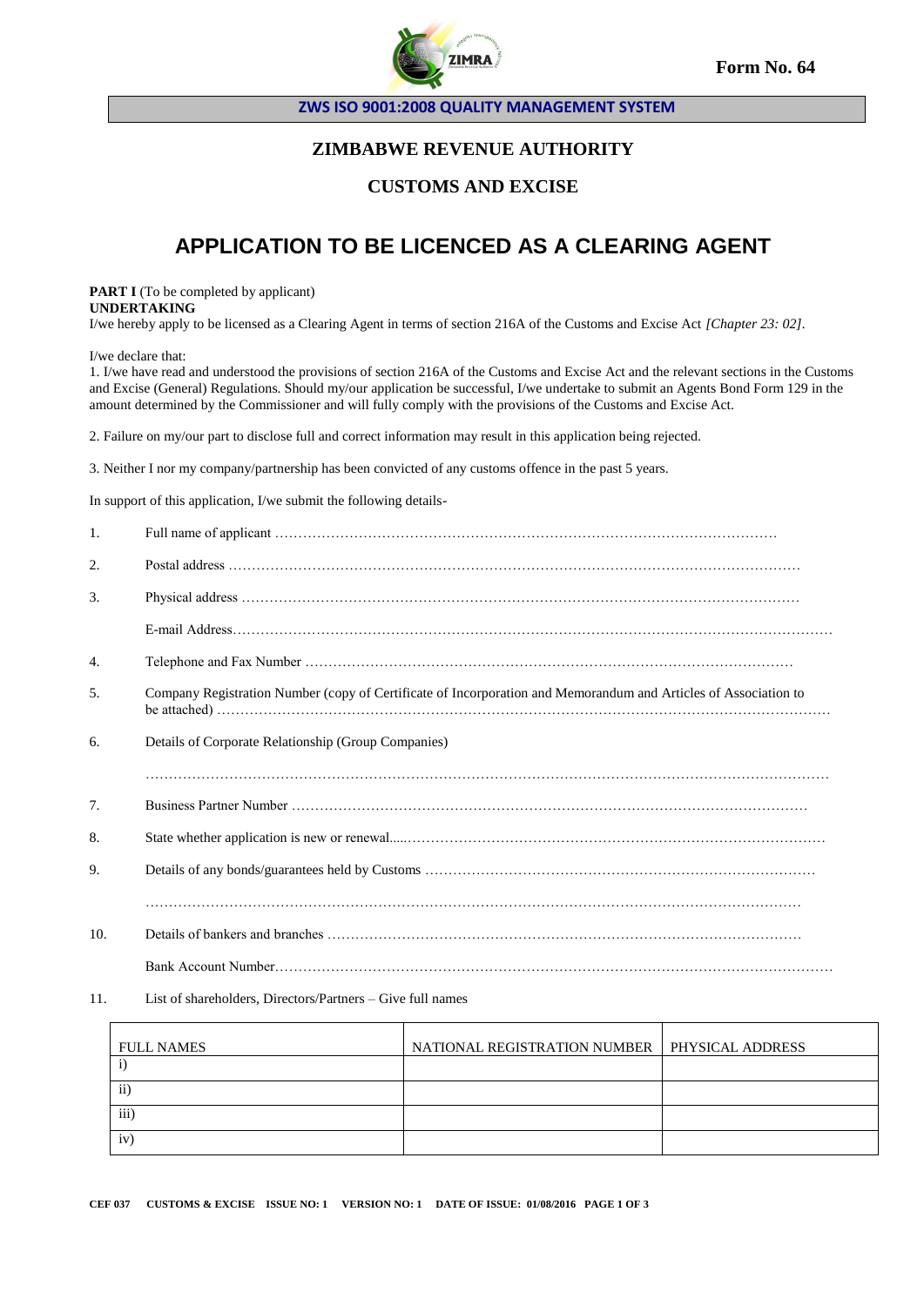Form No. 64

**ZWS ISO 9001:2008 QUALITY MANAGEMENT SYSTEM**

## ZIMBABWE REVENUE AUTHORITY

## CUSTOMS AND EXCISE

# APPLICATION TO BE LICENCED AS A CLEARING AGENT

**PART I** (To be completed by applicant)
**UNDERTAKING**
I/we hereby apply to be licensed as a Clearing Agent in terms of section 216A of the Customs and Excise Act *[Chapter 23: 02]*.

I/we declare that:
1. I/we have read and understood the provisions of section 216A of the Customs and Excise Act and the relevant sections in the Customs and Excise (General) Regulations. Should my/our application be successful, I/we undertake to submit an Agents Bond Form 129 in the amount determined by the Commissioner and will fully comply with the provisions of the Customs and Excise Act.

2. Failure on my/our part to disclose full and correct information may result in this application being rejected.

3. Neither I nor my company/partnership has been convicted of any customs offence in the past 5 years.

In support of this application, I/we submit the following details-

1. Full name of applicant …………………………………………………………………………………………

2. Postal address ……………………………………………………………………………………………………

3. Physical address …………………………………………………………………………………………………

   E-mail Address……………………………………………………………………………………………………

4. Telephone and Fax Number ……………………………………………………………………………………

5. Company Registration Number (copy of Certificate of Incorporation and Memorandum and Articles of Association to be attached) ……………………………………………………………………………………………

6. Details of Corporate Relationship (Group Companies)

   ……………………………………………………………………………………………………………………

7. Business Partner Number ………………………………………………………………………………………

8. State whether application is new or renewal.....………………………………………………………………

9. Details of any bonds/guarantees held by Customs ……………………………………………………………

   ……………………………………………………………………………………………………………………

10. Details of bankers and branches ………………………………………………………………………………

    Bank Account Number…………………………………………………………………………………………

11. List of shareholders, Directors/Partners – Give full names

| FULL NAMES | NATIONAL REGISTRATION NUMBER | PHYSICAL ADDRESS |
|---|---|---|
| i) | | |
| ii) | | |
| iii) | | |
| iv) | | |

CEF 037 CUSTOMS & EXCISE ISSUE NO: 1 VERSION NO: 1 DATE OF ISSUE: 01/08/2016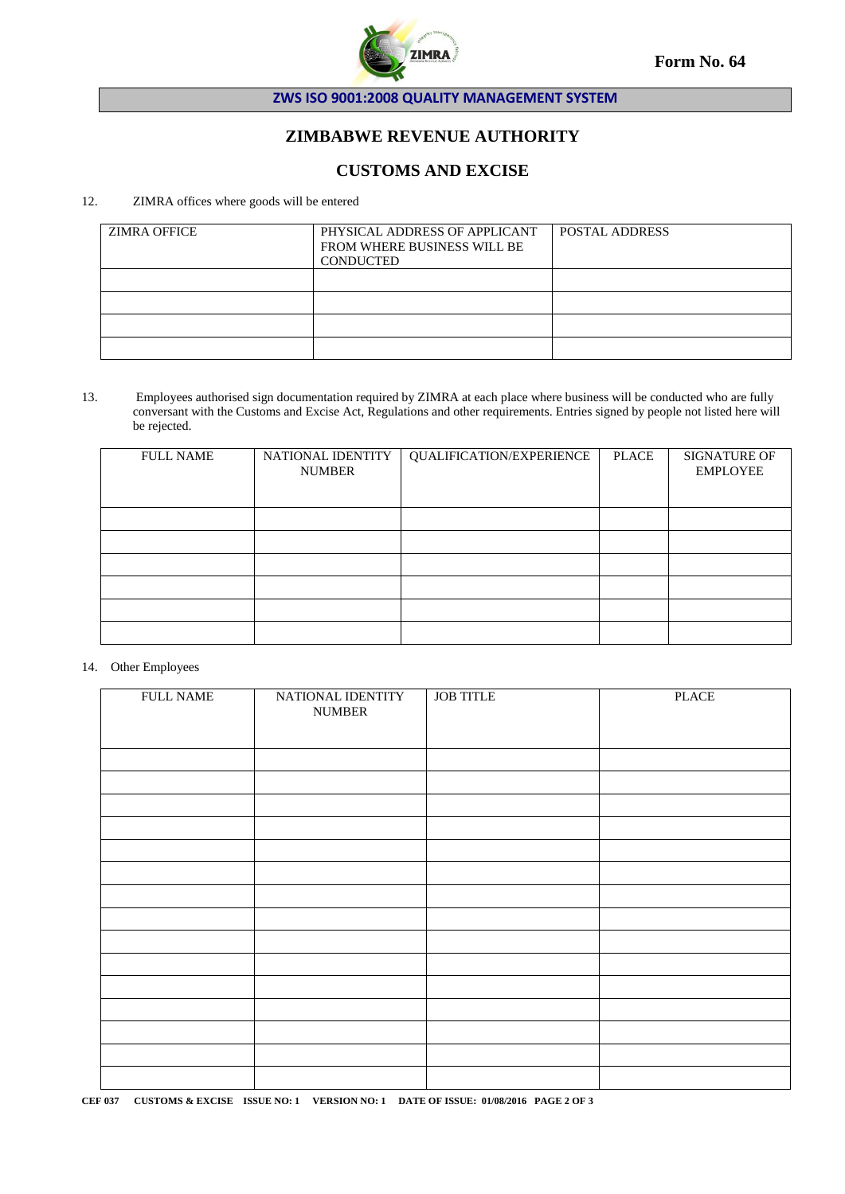Form No. 64

ZWS ISO 9001:2008 QUALITY MANAGEMENT SYSTEM

## ZIMBABWE REVENUE AUTHORITY

## CUSTOMS AND EXCISE

12. ZIMRA offices where goods will be entered

| ZIMRA OFFICE | PHYSICAL ADDRESS OF APPLICANT FROM WHERE BUSINESS WILL BE CONDUCTED | POSTAL ADDRESS |
|---|---|---|
| | | |
| | | |
| | | |
| | | |

13. Employees authorised sign documentation required by ZIMRA at each place where business will be conducted who are fully conversant with the Customs and Excise Act, Regulations and other requirements. Entries signed by people not listed here will be rejected.

| FULL NAME | NATIONAL IDENTITY NUMBER | QUALIFICATION/EXPERIENCE | PLACE | SIGNATURE OF EMPLOYEE |
|---|---|---|---|---|
| | | | | |
| | | | | |
| | | | | |
| | | | | |
| | | | | |
| | | | | |

14. Other Employees

| FULL NAME | NATIONAL IDENTITY NUMBER | JOB TITLE | PLACE |
|---|---|---|---|
| | | | |
| | | | |
| | | | |
| | | | |
| | | | |
| | | | |
| | | | |
| | | | |
| | | | |
| | | | |
| | | | |
| | | | |
| | | | |
| | | | |
| | | | |

CEF 037 CUSTOMS & EXCISE ISSUE NO: 1 VERSION NO: 1 DATE OF ISSUE: 01/08/2016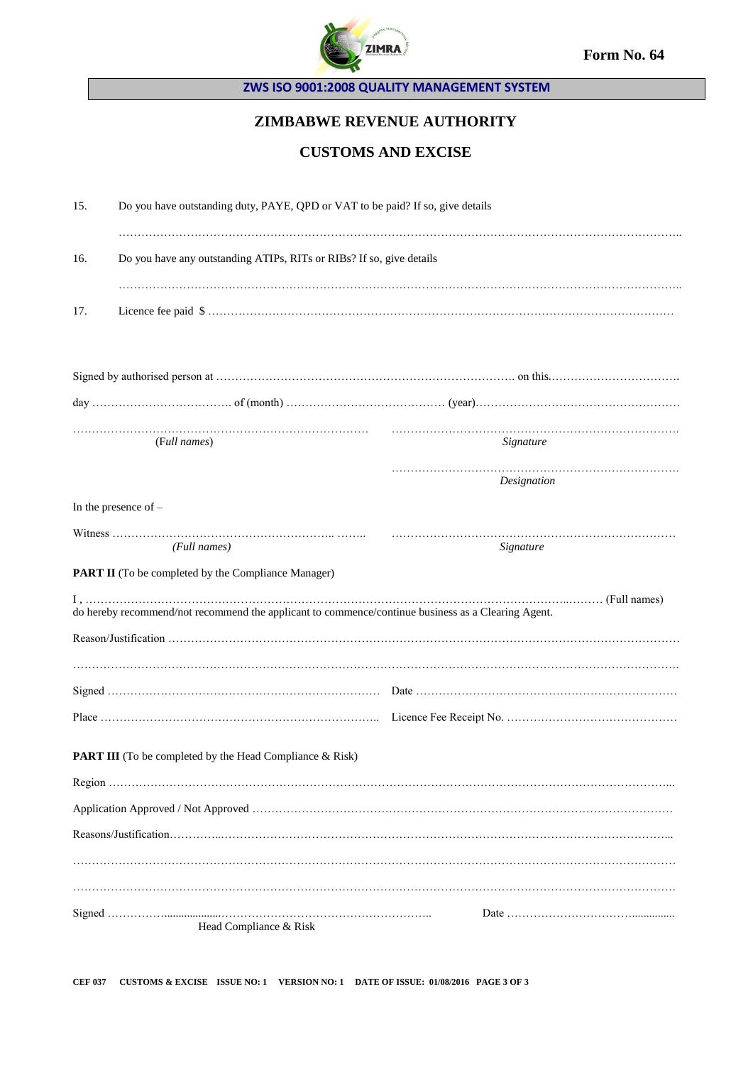Form No. 64

ZWS ISO 9001:2008 QUALITY MANAGEMENT SYSTEM

## ZIMBABWE REVENUE AUTHORITY

## CUSTOMS AND EXCISE

15. Do you have outstanding duty, PAYE, QPD or VAT to be paid? If so, give details

    ……………………………………………………………………………………………………………………………..

16. Do you have any outstanding ATIPs, RITs or RIBs? If so, give details

    ……………………………………………………………………………………………………………………………..

17. Licence fee paid $ ……………………………………………………………………………………………………………

Signed by authorised person at ………………………………………………………………………. on this…………………………….

day ………………………………. of (month) …………………………………… (year)………………………………………………

……………………………………………………………………… ……………………………………………………………………
(Full names) *Signature*

……………………………………………………………………
*Designation*

In the presence of –

Witness ………………………………………………….. …….. ……………………………………………………………………
*(Full names)* *Signature*

**PART II** (To be completed by the Compliance Manager)

I , ……………………………………………………………………………………………………………………..……… (Full names)
do hereby recommend/not recommend the applicant to commence/continue business as a Clearing Agent.

Reason/Justification ………………………………………………………………………………………………………………………

……………………………………………………………………………………………………………………………………………….

Signed …………………………………………………………… Date ……………………………………………………………

Place ……………………………………………………………….. Licence Fee Receipt No. ………………………………………

**PART III** (To be completed by the Head Compliance & Risk)

Region ……………………………………………………………………………………………………………………………...

Application Approved / Not Approved …………………………………………………………………………………………

Reasons/Justification…………..…………………………………………………………………………………………………...

……………………………………………………………………………………………………………………………………

……………………………………………………………………………………………………………………………………

Signed ……………....................…………………………………………….. Date …………………………….................
Head Compliance & Risk

CEF 037 CUSTOMS & EXCISE ISSUE NO: 1 VERSION NO: 1 DATE OF ISSUE: 01/08/2016